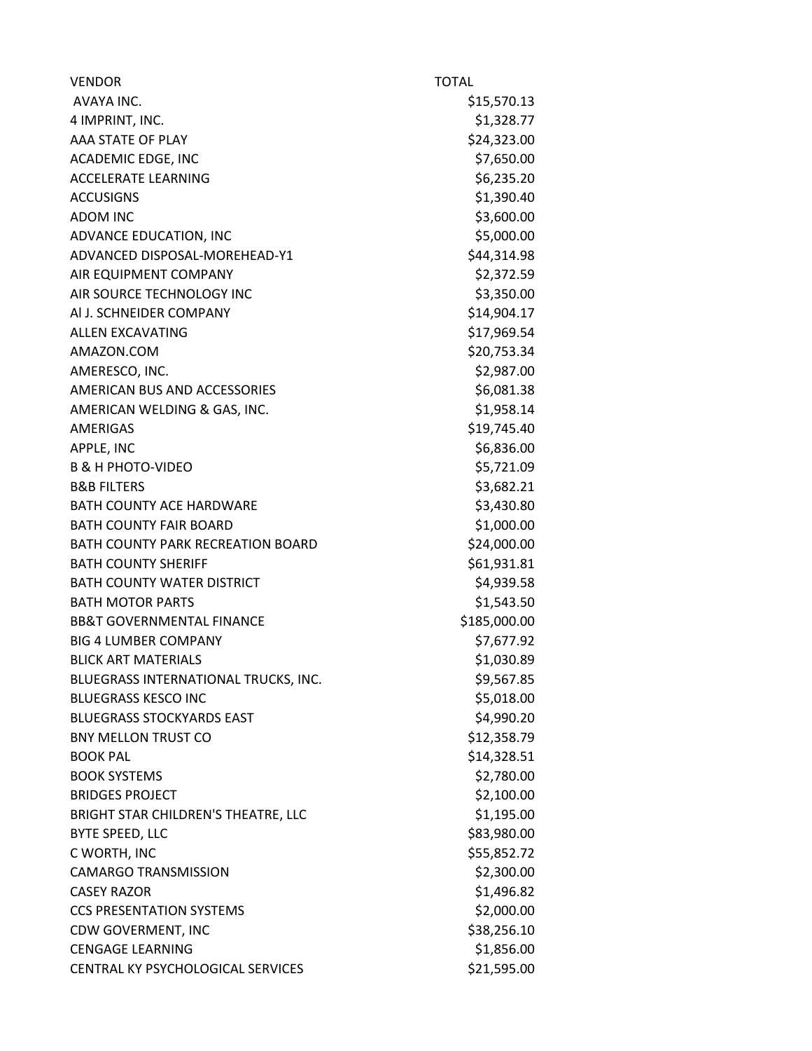| VENDOR | TOTAL |
| --- | --- |
| AVAYA INC. | $15,570.13 |
| 4 IMPRINT, INC. | $1,328.77 |
| AAA STATE OF PLAY | $24,323.00 |
| ACADEMIC EDGE, INC | $7,650.00 |
| ACCELERATE LEARNING | $6,235.20 |
| ACCUSIGNS | $1,390.40 |
| ADOM INC | $3,600.00 |
| ADVANCE EDUCATION, INC | $5,000.00 |
| ADVANCED DISPOSAL-MOREHEAD-Y1 | $44,314.98 |
| AIR EQUIPMENT COMPANY | $2,372.59 |
| AIR SOURCE TECHNOLOGY INC | $3,350.00 |
| Al J. SCHNEIDER COMPANY | $14,904.17 |
| ALLEN EXCAVATING | $17,969.54 |
| AMAZON.COM | $20,753.34 |
| AMERESCO, INC. | $2,987.00 |
| AMERICAN BUS AND ACCESSORIES | $6,081.38 |
| AMERICAN WELDING & GAS, INC. | $1,958.14 |
| AMERIGAS | $19,745.40 |
| APPLE, INC | $6,836.00 |
| B & H PHOTO-VIDEO | $5,721.09 |
| B&B FILTERS | $3,682.21 |
| BATH COUNTY ACE HARDWARE | $3,430.80 |
| BATH COUNTY FAIR BOARD | $1,000.00 |
| BATH COUNTY PARK RECREATION BOARD | $24,000.00 |
| BATH COUNTY SHERIFF | $61,931.81 |
| BATH COUNTY WATER DISTRICT | $4,939.58 |
| BATH MOTOR PARTS | $1,543.50 |
| BB&T GOVERNMENTAL FINANCE | $185,000.00 |
| BIG 4 LUMBER COMPANY | $7,677.92 |
| BLICK ART MATERIALS | $1,030.89 |
| BLUEGRASS INTERNATIONAL TRUCKS, INC. | $9,567.85 |
| BLUEGRASS KESCO INC | $5,018.00 |
| BLUEGRASS STOCKYARDS EAST | $4,990.20 |
| BNY MELLON TRUST CO | $12,358.79 |
| BOOK PAL | $14,328.51 |
| BOOK SYSTEMS | $2,780.00 |
| BRIDGES PROJECT | $2,100.00 |
| BRIGHT STAR CHILDREN'S THEATRE, LLC | $1,195.00 |
| BYTE SPEED, LLC | $83,980.00 |
| C WORTH, INC | $55,852.72 |
| CAMARGO TRANSMISSION | $2,300.00 |
| CASEY RAZOR | $1,496.82 |
| CCS PRESENTATION SYSTEMS | $2,000.00 |
| CDW GOVERMENT, INC | $38,256.10 |
| CENGAGE LEARNING | $1,856.00 |
| CENTRAL KY PSYCHOLOGICAL SERVICES | $21,595.00 |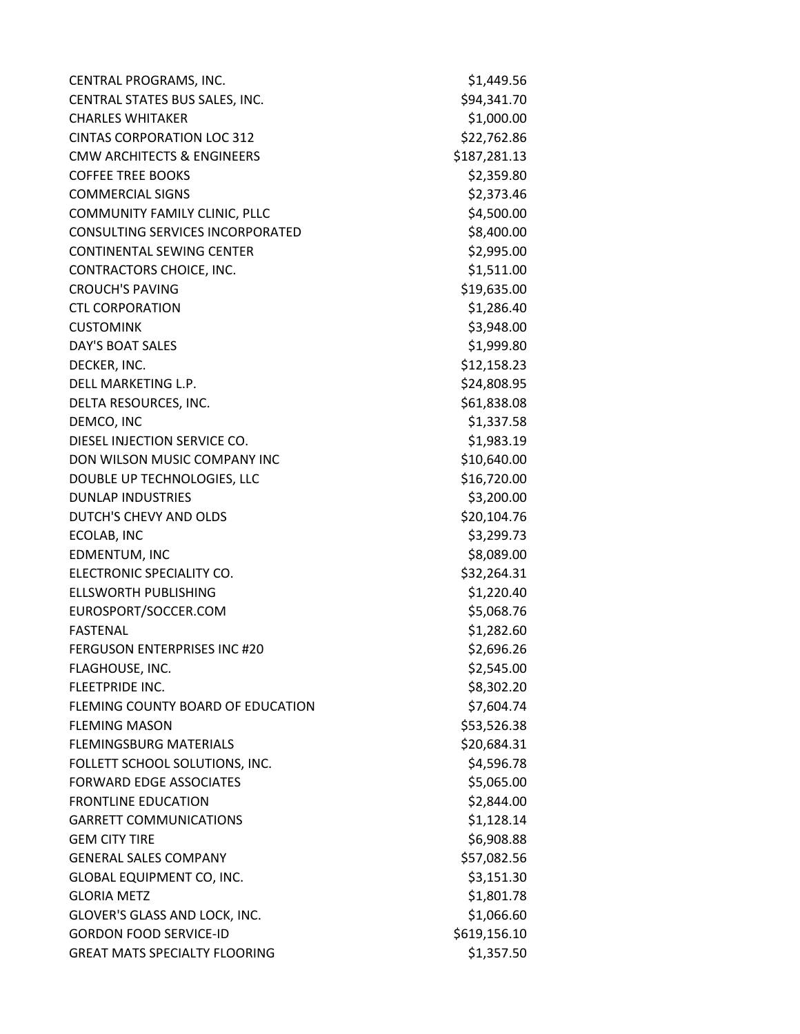| | |
|---|---|
| CENTRAL PROGRAMS, INC. | $1,449.56 |
| CENTRAL STATES BUS SALES, INC. | $94,341.70 |
| CHARLES WHITAKER | $1,000.00 |
| CINTAS CORPORATION LOC 312 | $22,762.86 |
| CMW ARCHITECTS & ENGINEERS | $187,281.13 |
| COFFEE TREE BOOKS | $2,359.80 |
| COMMERCIAL SIGNS | $2,373.46 |
| COMMUNITY FAMILY CLINIC, PLLC | $4,500.00 |
| CONSULTING SERVICES INCORPORATED | $8,400.00 |
| CONTINENTAL SEWING CENTER | $2,995.00 |
| CONTRACTORS CHOICE, INC. | $1,511.00 |
| CROUCH'S PAVING | $19,635.00 |
| CTL CORPORATION | $1,286.40 |
| CUSTOMINK | $3,948.00 |
| DAY'S BOAT SALES | $1,999.80 |
| DECKER, INC. | $12,158.23 |
| DELL MARKETING L.P. | $24,808.95 |
| DELTA RESOURCES, INC. | $61,838.08 |
| DEMCO, INC | $1,337.58 |
| DIESEL INJECTION SERVICE CO. | $1,983.19 |
| DON WILSON MUSIC COMPANY INC | $10,640.00 |
| DOUBLE UP TECHNOLOGIES, LLC | $16,720.00 |
| DUNLAP INDUSTRIES | $3,200.00 |
| DUTCH'S CHEVY AND OLDS | $20,104.76 |
| ECOLAB, INC | $3,299.73 |
| EDMENTUM, INC | $8,089.00 |
| ELECTRONIC SPECIALITY CO. | $32,264.31 |
| ELLSWORTH PUBLISHING | $1,220.40 |
| EUROSPORT/SOCCER.COM | $5,068.76 |
| FASTENAL | $1,282.60 |
| FERGUSON ENTERPRISES INC #20 | $2,696.26 |
| FLAGHOUSE, INC. | $2,545.00 |
| FLEETPRIDE INC. | $8,302.20 |
| FLEMING COUNTY BOARD OF EDUCATION | $7,604.74 |
| FLEMING MASON | $53,526.38 |
| FLEMINGSBURG MATERIALS | $20,684.31 |
| FOLLETT SCHOOL SOLUTIONS, INC. | $4,596.78 |
| FORWARD EDGE ASSOCIATES | $5,065.00 |
| FRONTLINE EDUCATION | $2,844.00 |
| GARRETT COMMUNICATIONS | $1,128.14 |
| GEM CITY TIRE | $6,908.88 |
| GENERAL SALES COMPANY | $57,082.56 |
| GLOBAL EQUIPMENT CO, INC. | $3,151.30 |
| GLORIA METZ | $1,801.78 |
| GLOVER'S GLASS AND LOCK, INC. | $1,066.60 |
| GORDON FOOD SERVICE-ID | $619,156.10 |
| GREAT MATS SPECIALTY FLOORING | $1,357.50 |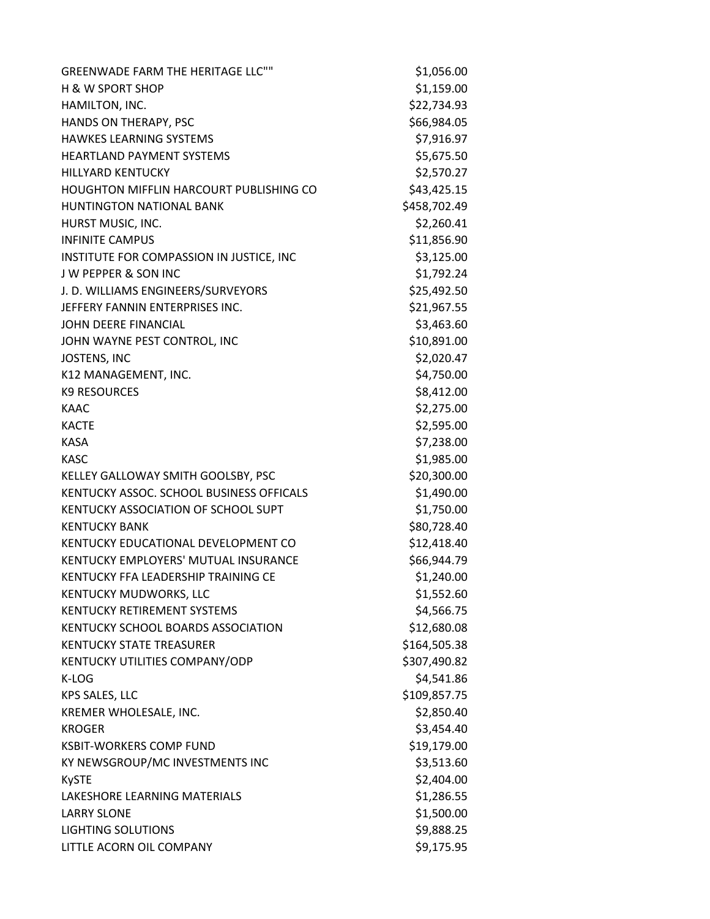| | |
|---|---|
| GREENWADE FARM THE HERITAGE LLC"" | $1,056.00 |
| H & W SPORT SHOP | $1,159.00 |
| HAMILTON, INC. | $22,734.93 |
| HANDS ON THERAPY, PSC | $66,984.05 |
| HAWKES LEARNING SYSTEMS | $7,916.97 |
| HEARTLAND PAYMENT SYSTEMS | $5,675.50 |
| HILLYARD KENTUCKY | $2,570.27 |
| HOUGHTON MIFFLIN HARCOURT PUBLISHING CO | $43,425.15 |
| HUNTINGTON NATIONAL BANK | $458,702.49 |
| HURST MUSIC, INC. | $2,260.41 |
| INFINITE CAMPUS | $11,856.90 |
| INSTITUTE FOR COMPASSION IN JUSTICE, INC | $3,125.00 |
| J W PEPPER & SON INC | $1,792.24 |
| J. D. WILLIAMS ENGINEERS/SURVEYORS | $25,492.50 |
| JEFFERY FANNIN ENTERPRISES INC. | $21,967.55 |
| JOHN DEERE FINANCIAL | $3,463.60 |
| JOHN WAYNE PEST CONTROL, INC | $10,891.00 |
| JOSTENS, INC | $2,020.47 |
| K12 MANAGEMENT, INC. | $4,750.00 |
| K9 RESOURCES | $8,412.00 |
| KAAC | $2,275.00 |
| KACTE | $2,595.00 |
| KASA | $7,238.00 |
| KASC | $1,985.00 |
| KELLEY GALLOWAY SMITH GOOLSBY, PSC | $20,300.00 |
| KENTUCKY ASSOC. SCHOOL BUSINESS OFFICALS | $1,490.00 |
| KENTUCKY ASSOCIATION OF SCHOOL SUPT | $1,750.00 |
| KENTUCKY BANK | $80,728.40 |
| KENTUCKY EDUCATIONAL DEVELOPMENT CO | $12,418.40 |
| KENTUCKY EMPLOYERS' MUTUAL INSURANCE | $66,944.79 |
| KENTUCKY FFA LEADERSHIP TRAINING CE | $1,240.00 |
| KENTUCKY MUDWORKS, LLC | $1,552.60 |
| KENTUCKY RETIREMENT SYSTEMS | $4,566.75 |
| KENTUCKY SCHOOL BOARDS ASSOCIATION | $12,680.08 |
| KENTUCKY STATE TREASURER | $164,505.38 |
| KENTUCKY UTILITIES COMPANY/ODP | $307,490.82 |
| K-LOG | $4,541.86 |
| KPS SALES, LLC | $109,857.75 |
| KREMER WHOLESALE, INC. | $2,850.40 |
| KROGER | $3,454.40 |
| KSBIT-WORKERS COMP FUND | $19,179.00 |
| KY NEWSGROUP/MC INVESTMENTS INC | $3,513.60 |
| KySTE | $2,404.00 |
| LAKESHORE LEARNING MATERIALS | $1,286.55 |
| LARRY SLONE | $1,500.00 |
| LIGHTING SOLUTIONS | $9,888.25 |
| LITTLE ACORN OIL COMPANY | $9,175.95 |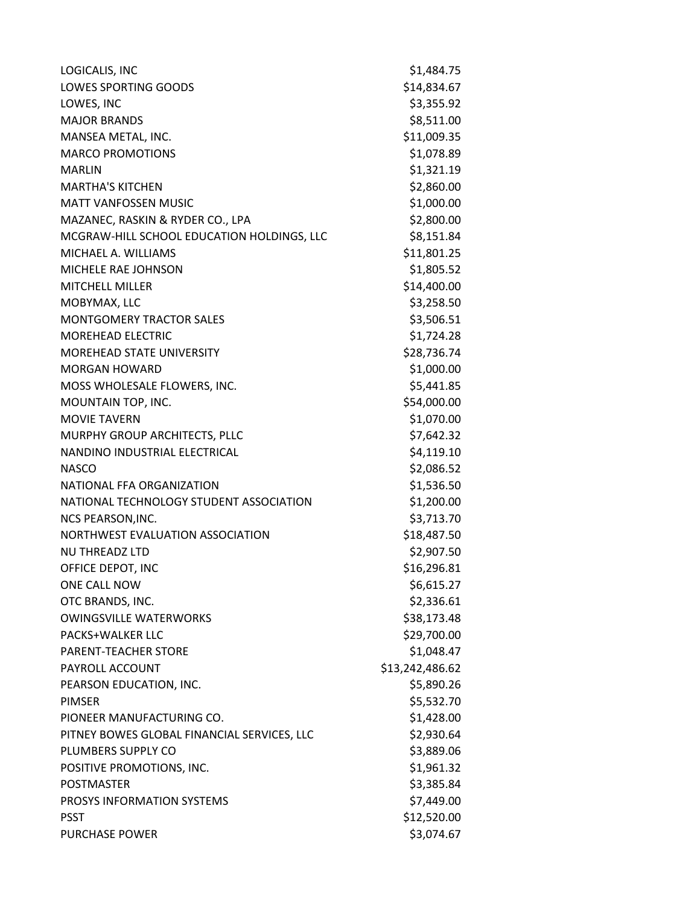| | |
|---|---|
| LOGICALIS, INC | $1,484.75 |
| LOWES SPORTING GOODS | $14,834.67 |
| LOWES, INC | $3,355.92 |
| MAJOR BRANDS | $8,511.00 |
| MANSEA METAL, INC. | $11,009.35 |
| MARCO PROMOTIONS | $1,078.89 |
| MARLIN | $1,321.19 |
| MARTHA'S KITCHEN | $2,860.00 |
| MATT VANFOSSEN MUSIC | $1,000.00 |
| MAZANEC, RASKIN & RYDER CO., LPA | $2,800.00 |
| MCGRAW-HILL SCHOOL EDUCATION HOLDINGS, LLC | $8,151.84 |
| MICHAEL A. WILLIAMS | $11,801.25 |
| MICHELE RAE JOHNSON | $1,805.52 |
| MITCHELL MILLER | $14,400.00 |
| MOBYMAX, LLC | $3,258.50 |
| MONTGOMERY TRACTOR SALES | $3,506.51 |
| MOREHEAD ELECTRIC | $1,724.28 |
| MOREHEAD STATE UNIVERSITY | $28,736.74 |
| MORGAN HOWARD | $1,000.00 |
| MOSS WHOLESALE FLOWERS, INC. | $5,441.85 |
| MOUNTAIN TOP, INC. | $54,000.00 |
| MOVIE TAVERN | $1,070.00 |
| MURPHY GROUP ARCHITECTS, PLLC | $7,642.32 |
| NANDINO INDUSTRIAL ELECTRICAL | $4,119.10 |
| NASCO | $2,086.52 |
| NATIONAL FFA ORGANIZATION | $1,536.50 |
| NATIONAL TECHNOLOGY STUDENT ASSOCIATION | $1,200.00 |
| NCS PEARSON,INC. | $3,713.70 |
| NORTHWEST EVALUATION ASSOCIATION | $18,487.50 |
| NU THREADZ LTD | $2,907.50 |
| OFFICE DEPOT, INC | $16,296.81 |
| ONE CALL NOW | $6,615.27 |
| OTC BRANDS, INC. | $2,336.61 |
| OWINGSVILLE WATERWORKS | $38,173.48 |
| PACKS+WALKER LLC | $29,700.00 |
| PARENT-TEACHER STORE | $1,048.47 |
| PAYROLL ACCOUNT | $13,242,486.62 |
| PEARSON EDUCATION, INC. | $5,890.26 |
| PIMSER | $5,532.70 |
| PIONEER MANUFACTURING CO. | $1,428.00 |
| PITNEY BOWES GLOBAL FINANCIAL SERVICES, LLC | $2,930.64 |
| PLUMBERS SUPPLY CO | $3,889.06 |
| POSITIVE PROMOTIONS, INC. | $1,961.32 |
| POSTMASTER | $3,385.84 |
| PROSYS INFORMATION SYSTEMS | $7,449.00 |
| PSST | $12,520.00 |
| PURCHASE POWER | $3,074.67 |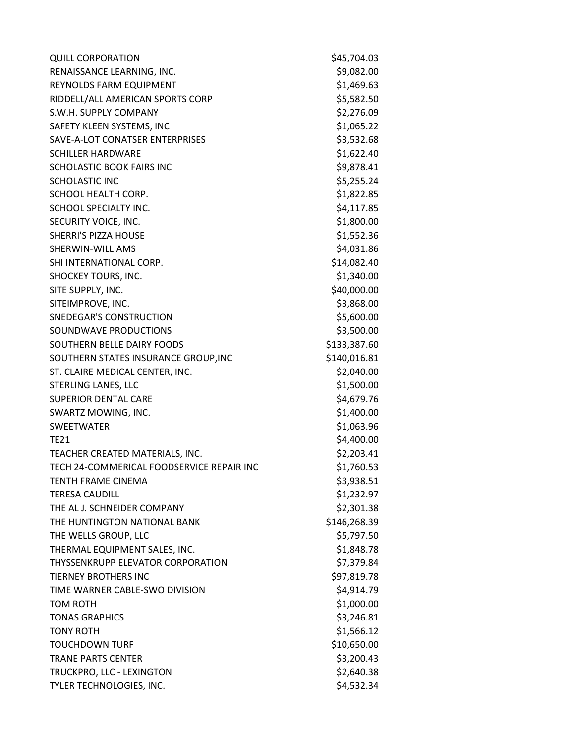| | |
|---|---|
| QUILL CORPORATION | $45,704.03 |
| RENAISSANCE LEARNING, INC. | $9,082.00 |
| REYNOLDS FARM EQUIPMENT | $1,469.63 |
| RIDDELL/ALL AMERICAN SPORTS CORP | $5,582.50 |
| S.W.H. SUPPLY COMPANY | $2,276.09 |
| SAFETY KLEEN SYSTEMS, INC | $1,065.22 |
| SAVE-A-LOT CONATSER ENTERPRISES | $3,532.68 |
| SCHILLER HARDWARE | $1,622.40 |
| SCHOLASTIC BOOK FAIRS INC | $9,878.41 |
| SCHOLASTIC INC | $5,255.24 |
| SCHOOL HEALTH CORP. | $1,822.85 |
| SCHOOL SPECIALTY INC. | $4,117.85 |
| SECURITY VOICE, INC. | $1,800.00 |
| SHERRI'S PIZZA HOUSE | $1,552.36 |
| SHERWIN-WILLIAMS | $4,031.86 |
| SHI INTERNATIONAL CORP. | $14,082.40 |
| SHOCKEY TOURS, INC. | $1,340.00 |
| SITE SUPPLY, INC. | $40,000.00 |
| SITEIMPROVE, INC. | $3,868.00 |
| SNEDEGAR'S CONSTRUCTION | $5,600.00 |
| SOUNDWAVE PRODUCTIONS | $3,500.00 |
| SOUTHERN BELLE DAIRY FOODS | $133,387.60 |
| SOUTHERN STATES INSURANCE GROUP,INC | $140,016.81 |
| ST. CLAIRE MEDICAL CENTER, INC. | $2,040.00 |
| STERLING LANES, LLC | $1,500.00 |
| SUPERIOR DENTAL CARE | $4,679.76 |
| SWARTZ MOWING, INC. | $1,400.00 |
| SWEETWATER | $1,063.96 |
| TE21 | $4,400.00 |
| TEACHER CREATED MATERIALS, INC. | $2,203.41 |
| TECH 24-COMMERICAL FOODSERVICE REPAIR INC | $1,760.53 |
| TENTH FRAME CINEMA | $3,938.51 |
| TERESA CAUDILL | $1,232.97 |
| THE AL J. SCHNEIDER COMPANY | $2,301.38 |
| THE HUNTINGTON NATIONAL BANK | $146,268.39 |
| THE WELLS GROUP, LLC | $5,797.50 |
| THERMAL EQUIPMENT SALES, INC. | $1,848.78 |
| THYSSENKRUPP ELEVATOR CORPORATION | $7,379.84 |
| TIERNEY BROTHERS INC | $97,819.78 |
| TIME WARNER CABLE-SWO DIVISION | $4,914.79 |
| TOM ROTH | $1,000.00 |
| TONAS GRAPHICS | $3,246.81 |
| TONY ROTH | $1,566.12 |
| TOUCHDOWN TURF | $10,650.00 |
| TRANE PARTS CENTER | $3,200.43 |
| TRUCKPRO, LLC - LEXINGTON | $2,640.38 |
| TYLER TECHNOLOGIES, INC. | $4,532.34 |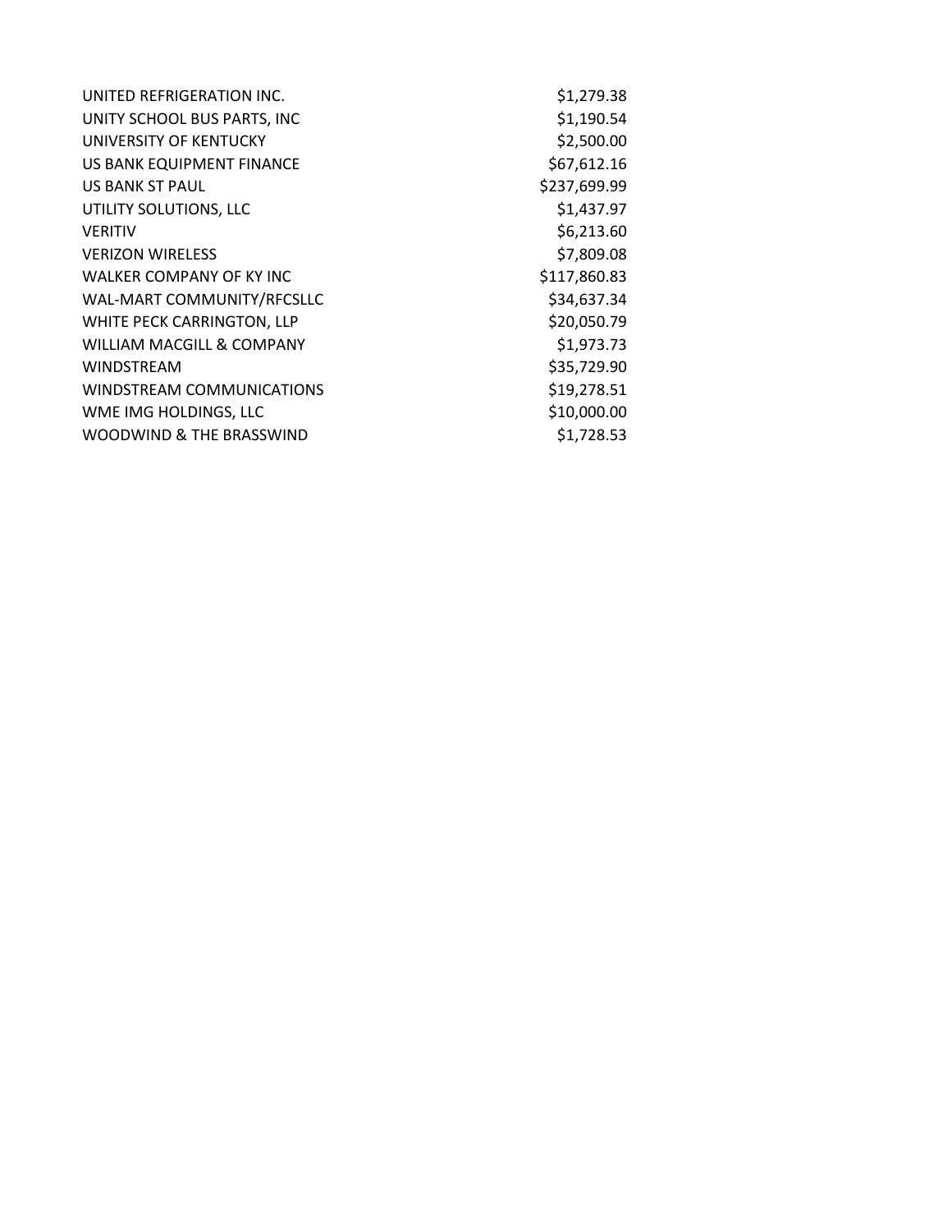| | |
|---|---|
| UNITED REFRIGERATION INC. | $1,279.38 |
| UNITY SCHOOL BUS PARTS, INC | $1,190.54 |
| UNIVERSITY OF KENTUCKY | $2,500.00 |
| US BANK EQUIPMENT FINANCE | $67,612.16 |
| US BANK ST PAUL | $237,699.99 |
| UTILITY SOLUTIONS, LLC | $1,437.97 |
| VERITIV | $6,213.60 |
| VERIZON WIRELESS | $7,809.08 |
| WALKER COMPANY OF KY INC | $117,860.83 |
| WAL-MART COMMUNITY/RFCSLLC | $34,637.34 |
| WHITE PECK CARRINGTON, LLP | $20,050.79 |
| WILLIAM MACGILL & COMPANY | $1,973.73 |
| WINDSTREAM | $35,729.90 |
| WINDSTREAM COMMUNICATIONS | $19,278.51 |
| WME IMG HOLDINGS, LLC | $10,000.00 |
| WOODWIND & THE BRASSWIND | $1,728.53 |